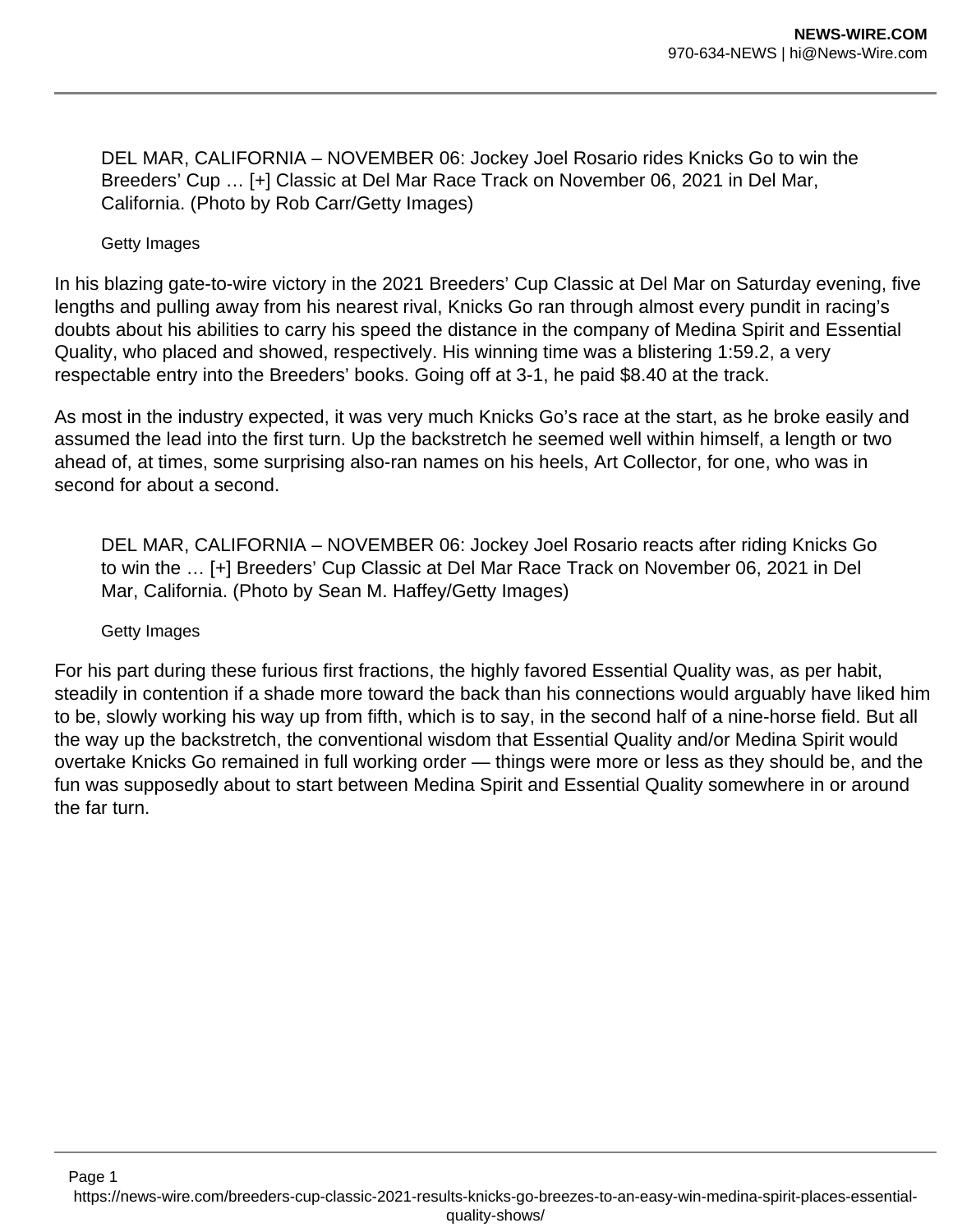DEL MAR, CALIFORNIA – NOVEMBER 06: Jockey Joel Rosario rides Knicks Go to win the Breeders' Cup … [+] Classic at Del Mar Race Track on November 06, 2021 in Del Mar, California. (Photo by Rob Carr/Getty Images)

Getty Images

In his blazing gate-to-wire victory in the 2021 Breeders' Cup Classic at Del Mar on Saturday evening, five lengths and pulling away from his nearest rival, Knicks Go ran through almost every pundit in racing's doubts about his abilities to carry his speed the distance in the company of Medina Spirit and Essential Quality, who placed and showed, respectively. His winning time was a blistering 1:59.2, a very respectable entry into the Breeders' books. Going off at 3-1, he paid $8.40 at the track.

As most in the industry expected, it was very much Knicks Go's race at the start, as he broke easily and assumed the lead into the first turn. Up the backstretch he seemed well within himself, a length or two ahead of, at times, some surprising also-ran names on his heels, Art Collector, for one, who was in second for about a second.

DEL MAR, CALIFORNIA – NOVEMBER 06: Jockey Joel Rosario reacts after riding Knicks Go to win the … [+] Breeders' Cup Classic at Del Mar Race Track on November 06, 2021 in Del Mar, California. (Photo by Sean M. Haffey/Getty Images)

Getty Images

For his part during these furious first fractions, the highly favored Essential Quality was, as per habit, steadily in contention if a shade more toward the back than his connections would arguably have liked him to be, slowly working his way up from fifth, which is to say, in the second half of a nine-horse field. But all the way up the backstretch, the conventional wisdom that Essential Quality and/or Medina Spirit would overtake Knicks Go remained in full working order — things were more or less as they should be, and the fun was supposedly about to start between Medina Spirit and Essential Quality somewhere in or around the far turn.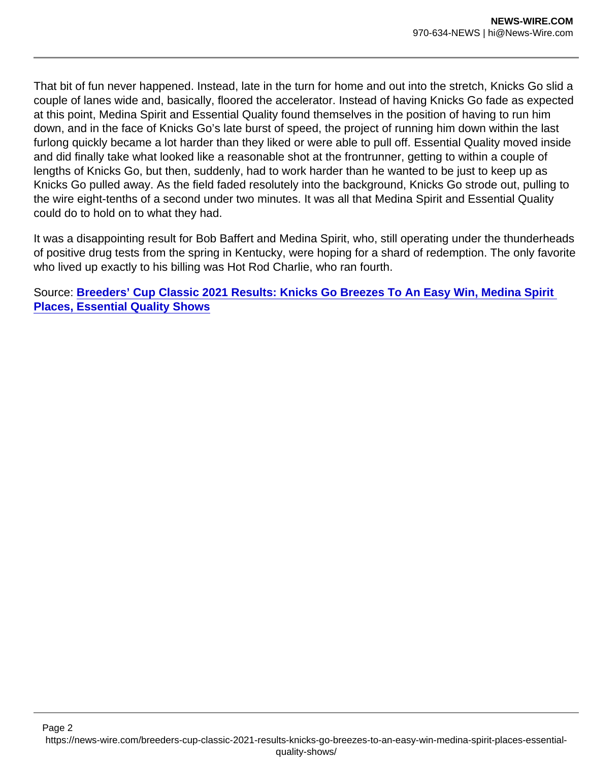That bit of fun never happened. Instead, late in the turn for home and out into the stretch, Knicks Go slid a couple of lanes wide and, basically, floored the accelerator. Instead of having Knicks Go fade as expected at this point, Medina Spirit and Essential Quality found themselves in the position of having to run him down, and in the face of Knicks Go's late burst of speed, the project of running him down within the last furlong quickly became a lot harder than they liked or were able to pull off. Essential Quality moved inside and did finally take what looked like a reasonable shot at the frontrunner, getting to within a couple of lengths of Knicks Go, but then, suddenly, had to work harder than he wanted to be just to keep up as Knicks Go pulled away. As the field faded resolutely into the background, Knicks Go strode out, pulling to the wire eight-tenths of a second under two minutes. It was all that Medina Spirit and Essential Quality could do to hold on to what they had.

It was a disappointing result for Bob Baffert and Medina Spirit, who, still operating under the thunderheads of positive drug tests from the spring in Kentucky, were hoping for a shard of redemption. The only favorite who lived up exactly to his billing was Hot Rod Charlie, who ran fourth.

Source: **[Breeders' Cup Classic 2021 Results: Knicks Go Breezes To An Easy Win, Medina Spirit Places, Essential Quality Shows](https://news-wire.com/breeders-cup-classic-2021-results-knicks-go-breezes-to-an-easy-win-medina-spirit-places-essential-quality-shows/)**